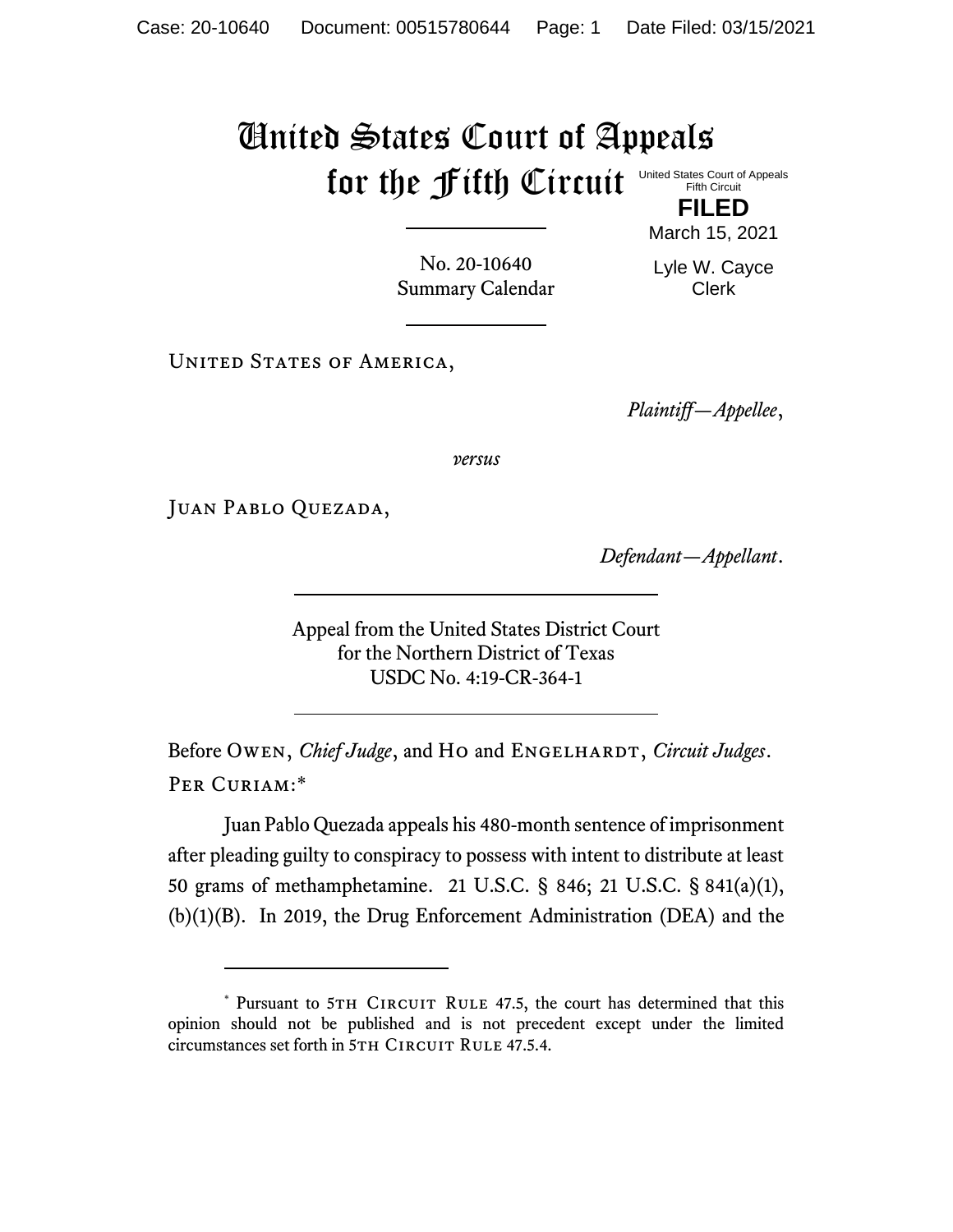# United States Court of Appeals for the Fifth Circuit

United States Court of Appeals
Fifth Circuit

**FILED**

March 15, 2021

Lyle W. Cayce
Clerk

No. 20-10640
Summary Calendar

United States of America,

*Plaintiff—Appellee*,

*versus*

Juan Pablo Quezada,

*Defendant—Appellant*.

Appeal from the United States District Court
for the Northern District of Texas
USDC No. 4:19-CR-364-1

Before Owen, *Chief Judge*, and Ho and Engelhardt, *Circuit Judges*.

Per Curiam:*

Juan Pablo Quezada appeals his 480-month sentence of imprisonment after pleading guilty to conspiracy to possess with intent to distribute at least 50 grams of methamphetamine. 21 U.S.C. § 846; 21 U.S.C. § 841(a)(1), (b)(1)(B). In 2019, the Drug Enforcement Administration (DEA) and the

---

* Pursuant to 5th Circuit Rule 47.5, the court has determined that this opinion should not be published and is not precedent except under the limited circumstances set forth in 5th Circuit Rule 47.5.4.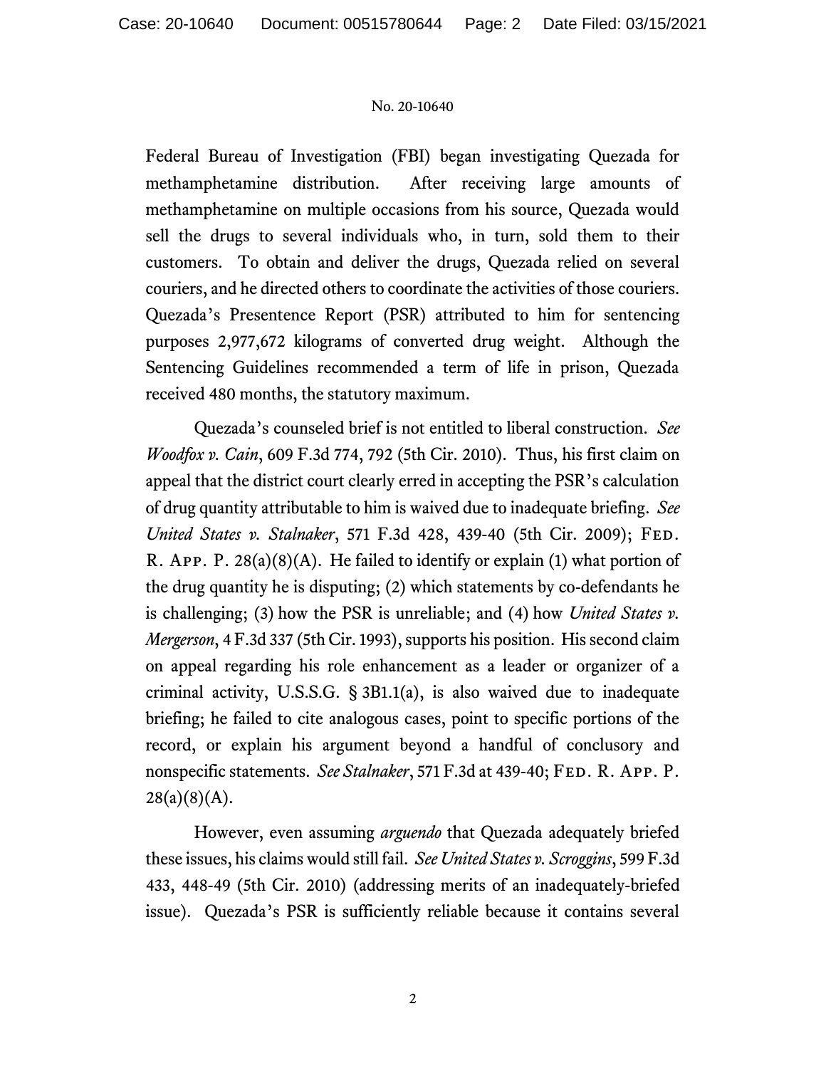Federal Bureau of Investigation (FBI) began investigating Quezada for methamphetamine distribution. After receiving large amounts of methamphetamine on multiple occasions from his source, Quezada would sell the drugs to several individuals who, in turn, sold them to their customers. To obtain and deliver the drugs, Quezada relied on several couriers, and he directed others to coordinate the activities of those couriers. Quezada's Presentence Report (PSR) attributed to him for sentencing purposes 2,977,672 kilograms of converted drug weight. Although the Sentencing Guidelines recommended a term of life in prison, Quezada received 480 months, the statutory maximum.

Quezada's counseled brief is not entitled to liberal construction. *See Woodfox v. Cain*, 609 F.3d 774, 792 (5th Cir. 2010). Thus, his first claim on appeal that the district court clearly erred in accepting the PSR's calculation of drug quantity attributable to him is waived due to inadequate briefing. *See United States v. Stalnaker*, 571 F.3d 428, 439-40 (5th Cir. 2009); Fed. R. App. P. 28(a)(8)(A). He failed to identify or explain (1) what portion of the drug quantity he is disputing; (2) which statements by co-defendants he is challenging; (3) how the PSR is unreliable; and (4) how *United States v. Mergerson*, 4 F.3d 337 (5th Cir. 1993), supports his position. His second claim on appeal regarding his role enhancement as a leader or organizer of a criminal activity, U.S.S.G. § 3B1.1(a), is also waived due to inadequate briefing; he failed to cite analogous cases, point to specific portions of the record, or explain his argument beyond a handful of conclusory and nonspecific statements. *See Stalnaker*, 571 F.3d at 439-40; Fed. R. App. P. 28(a)(8)(A).

However, even assuming *arguendo* that Quezada adequately briefed these issues, his claims would still fail. *See United States v. Scroggins*, 599 F.3d 433, 448-49 (5th Cir. 2010) (addressing merits of an inadequately-briefed issue). Quezada's PSR is sufficiently reliable because it contains several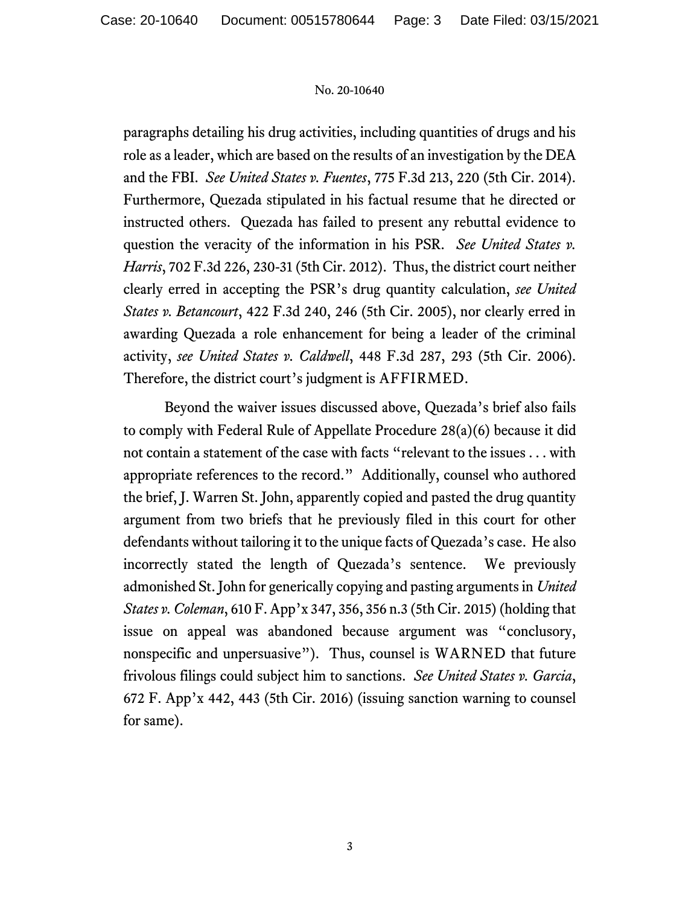paragraphs detailing his drug activities, including quantities of drugs and his role as a leader, which are based on the results of an investigation by the DEA and the FBI. *See United States v. Fuentes*, 775 F.3d 213, 220 (5th Cir. 2014). Furthermore, Quezada stipulated in his factual resume that he directed or instructed others. Quezada has failed to present any rebuttal evidence to question the veracity of the information in his PSR. *See United States v. Harris*, 702 F.3d 226, 230-31 (5th Cir. 2012). Thus, the district court neither clearly erred in accepting the PSR's drug quantity calculation, *see United States v. Betancourt*, 422 F.3d 240, 246 (5th Cir. 2005), nor clearly erred in awarding Quezada a role enhancement for being a leader of the criminal activity, *see United States v. Caldwell*, 448 F.3d 287, 293 (5th Cir. 2006). Therefore, the district court's judgment is AFFIRMED.

Beyond the waiver issues discussed above, Quezada's brief also fails to comply with Federal Rule of Appellate Procedure 28(a)(6) because it did not contain a statement of the case with facts "relevant to the issues . . . with appropriate references to the record." Additionally, counsel who authored the brief, J. Warren St. John, apparently copied and pasted the drug quantity argument from two briefs that he previously filed in this court for other defendants without tailoring it to the unique facts of Quezada's case. He also incorrectly stated the length of Quezada's sentence. We previously admonished St. John for generically copying and pasting arguments in *United States v. Coleman*, 610 F. App'x 347, 356, 356 n.3 (5th Cir. 2015) (holding that issue on appeal was abandoned because argument was "conclusory, nonspecific and unpersuasive"). Thus, counsel is WARNED that future frivolous filings could subject him to sanctions. *See United States v. Garcia*, 672 F. App'x 442, 443 (5th Cir. 2016) (issuing sanction warning to counsel for same).